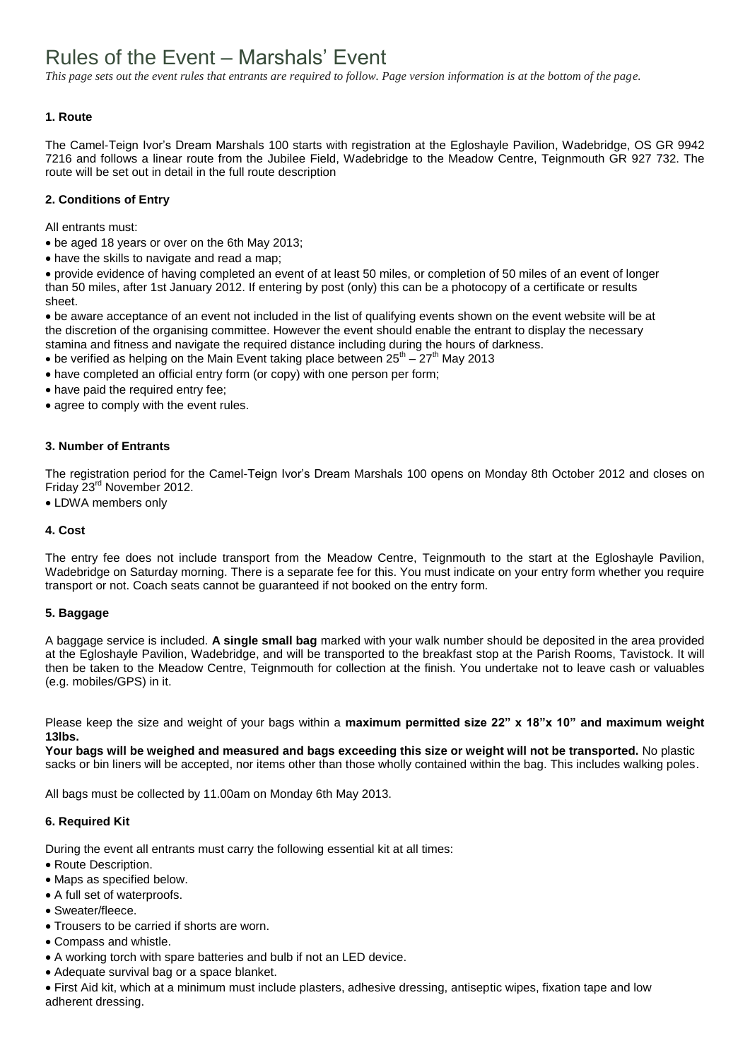# Rules of the Event – Marshals' Event

*This page sets out the event rules that entrants are required to follow. Page version information is at the bottom of the page.*

### 1. Route

The Camel-Teign Ivor's Dream Marshals 100 starts with registration at the Egloshayle Pavilion, Wadebridge, OS GR 9942 7216 and follows a linear route from the Jubilee Field, Wadebridge to the Meadow Centre, Teignmouth GR 927 732. The route will be set out in detail in the full route description

### 2. Conditions of Entry

All entrants must:

- be aged 18 years or over on the 6th May 2013;
- have the skills to navigate and read a map;
- provide evidence of having completed an event of at least 50 miles, or completion of 50 miles of an event of longer than 50 miles, after 1st January 2012. If entering by post (only) this can be a photocopy of a certificate or results sheet.
- be aware acceptance of an event not included in the list of qualifying events shown on the event website will be at the discretion of the organising committee. However the event should enable the entrant to display the necessary stamina and fitness and navigate the required distance including during the hours of darkness.
- be verified as helping on the Main Event taking place between 25th – 27th May 2013
- have completed an official entry form (or copy) with one person per form;
- have paid the required entry fee;
- agree to comply with the event rules.

### 3. Number of Entrants

The registration period for the Camel-Teign Ivor's Dream Marshals 100 opens on Monday 8th October 2012 and closes on Friday 23rd November 2012.

- LDWA members only

### 4. Cost

The entry fee does not include transport from the Meadow Centre, Teignmouth to the start at the Egloshayle Pavilion, Wadebridge on Saturday morning. There is a separate fee for this. You must indicate on your entry form whether you require transport or not. Coach seats cannot be guaranteed if not booked on the entry form.

### 5. Baggage

A baggage service is included. **A single small bag** marked with your walk number should be deposited in the area provided at the Egloshayle Pavilion, Wadebridge, and will be transported to the breakfast stop at the Parish Rooms, Tavistock. It will then be taken to the Meadow Centre, Teignmouth for collection at the finish. You undertake not to leave cash or valuables (e.g. mobiles/GPS) in it.

Please keep the size and weight of your bags within a **maximum permitted size 22" x 18"x 10" and maximum weight 13lbs.**

**Your bags will be weighed and measured and bags exceeding this size or weight will not be transported.** No plastic sacks or bin liners will be accepted, nor items other than those wholly contained within the bag. This includes walking poles.

All bags must be collected by 11.00am on Monday 6th May 2013.

### 6. Required Kit

During the event all entrants must carry the following essential kit at all times:

- Route Description.
- Maps as specified below.
- A full set of waterproofs.
- Sweater/fleece.
- Trousers to be carried if shorts are worn.
- Compass and whistle.
- A working torch with spare batteries and bulb if not an LED device.
- Adequate survival bag or a space blanket.
- First Aid kit, which at a minimum must include plasters, adhesive dressing, antiseptic wipes, fixation tape and low adherent dressing.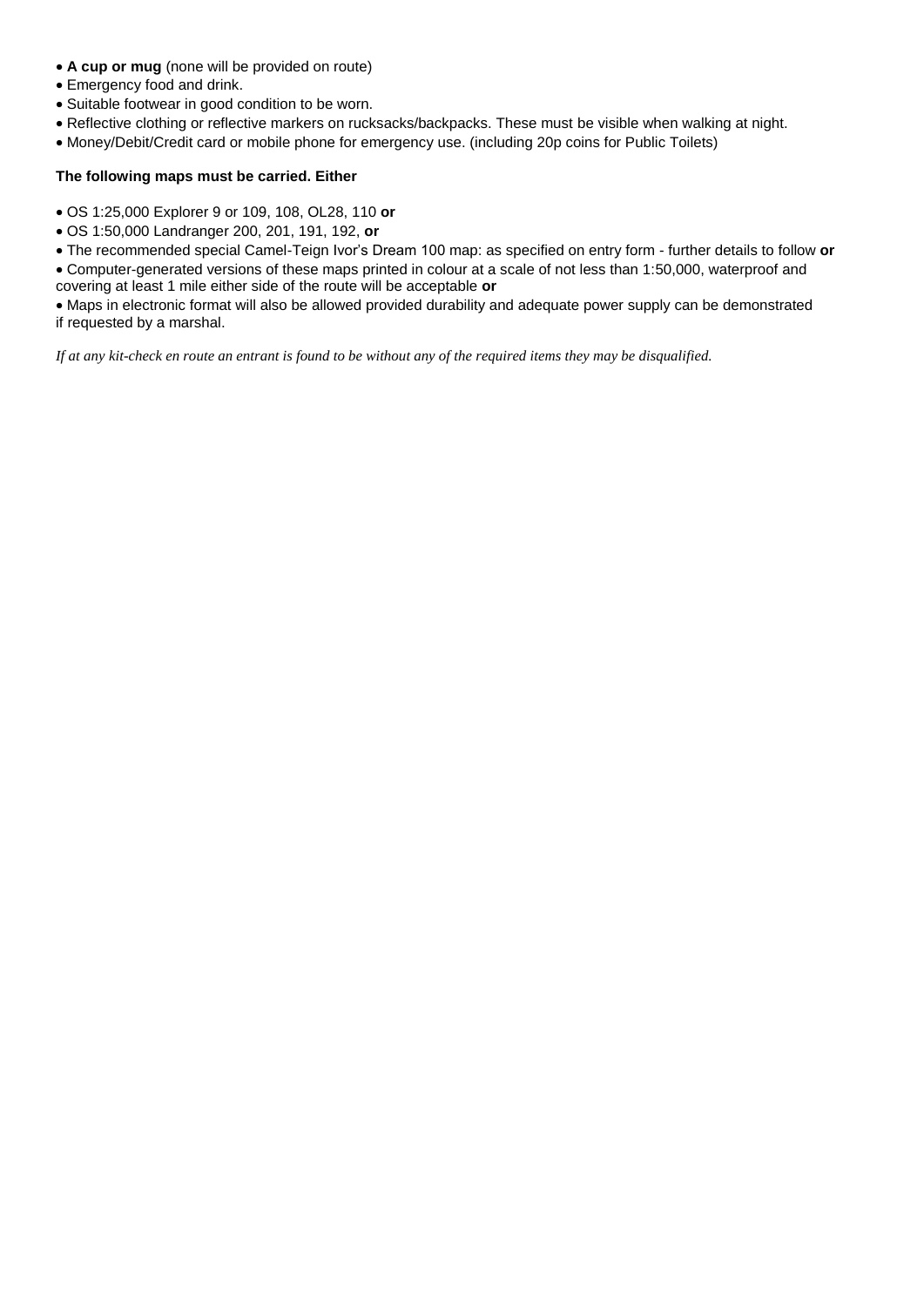- **A cup or mug** (none will be provided on route)
- Emergency food and drink.
- Suitable footwear in good condition to be worn.
- Reflective clothing or reflective markers on rucksacks/backpacks. These must be visible when walking at night.
- Money/Debit/Credit card or mobile phone for emergency use. (including 20p coins for Public Toilets)

**The following maps must be carried. Either**

- OS 1:25,000 Explorer 9 or 109, 108, OL28, 110 **or**
- OS 1:50,000 Landranger 200, 201, 191, 192, **or**
- The recommended special Camel-Teign Ivor's Dream 100 map: as specified on entry form - further details to follow **or**
- Computer-generated versions of these maps printed in colour at a scale of not less than 1:50,000, waterproof and covering at least 1 mile either side of the route will be acceptable **or**
- Maps in electronic format will also be allowed provided durability and adequate power supply can be demonstrated if requested by a marshal.

*If at any kit-check en route an entrant is found to be without any of the required items they may be disqualified.*